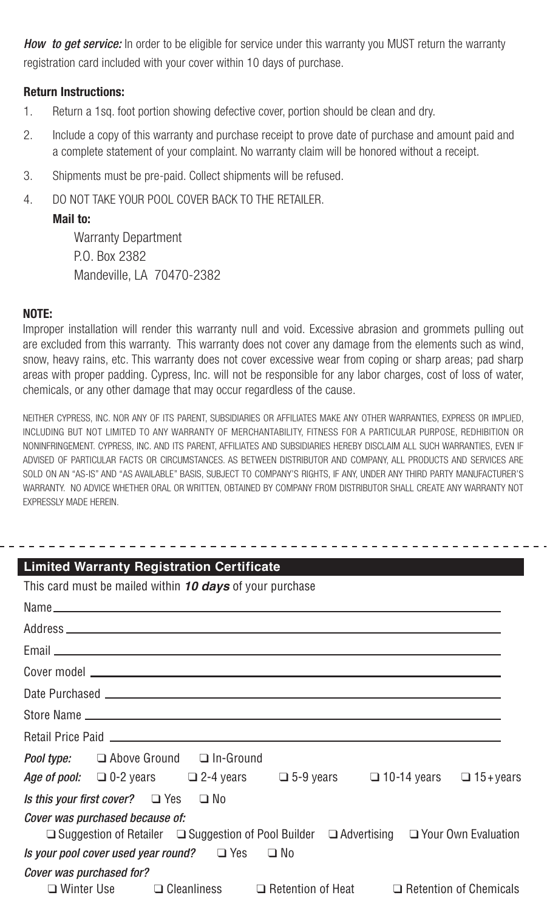***How to get service:*** In order to be eligible for service under this warranty you MUST return the warranty registration card included with your cover within 10 days of purchase.

**Return Instructions:**

1. Return a 1sq. foot portion showing defective cover, portion should be clean and dry.
2. Include a copy of this warranty and purchase receipt to prove date of purchase and amount paid and a complete statement of your complaint. No warranty claim will be honored without a receipt.
3. Shipments must be pre-paid. Collect shipments will be refused.
4. DO NOT TAKE YOUR POOL COVER BACK TO THE RETAILER.

   **Mail to:**

   Warranty Department
   P.O. Box 2382
   Mandeville, LA 70470-2382

**NOTE:**
Improper installation will render this warranty null and void. Excessive abrasion and grommets pulling out are excluded from this warranty. This warranty does not cover any damage from the elements such as wind, snow, heavy rains, etc. This warranty does not cover excessive wear from coping or sharp areas; pad sharp areas with proper padding. Cypress, Inc. will not be responsible for any labor charges, cost of loss of water, chemicals, or any other damage that may occur regardless of the cause.

NEITHER CYPRESS, INC. NOR ANY OF ITS PARENT, SUBSIDIARIES OR AFFILIATES MAKE ANY OTHER WARRANTIES, EXPRESS OR IMPLIED, INCLUDING BUT NOT LIMITED TO ANY WARRANTY OF MERCHANTABILITY, FITNESS FOR A PARTICULAR PURPOSE, REDHIBITION OR NONINFRINGEMENT. CYPRESS, INC. AND ITS PARENT, AFFILIATES AND SUBSIDIARIES HEREBY DISCLAIM ALL SUCH WARRANTIES, EVEN IF ADVISED OF PARTICULAR FACTS OR CIRCUMSTANCES. AS BETWEEN DISTRIBUTOR AND COMPANY, ALL PRODUCTS AND SERVICES ARE SOLD ON AN "AS-IS" AND "AS AVAILABLE" BASIS, SUBJECT TO COMPANY'S RIGHTS, IF ANY, UNDER ANY THIRD PARTY MANUFACTURER'S WARRANTY. NO ADVICE WHETHER ORAL OR WRITTEN, OBTAINED BY COMPANY FROM DISTRIBUTOR SHALL CREATE ANY WARRANTY NOT EXPRESSLY MADE HEREIN.

---

## Limited Warranty Registration Certificate

This card must be mailed within ***10 days*** of your purchase

Name ______________________________

Address ______________________________

Email ______________________________

Cover model ______________________________

Date Purchased ______________________________

Store Name ______________________________

Retail Price Paid ______________________________

***Pool type:*** ❑ Above Ground ❑ In-Ground

***Age of pool:*** ❑ 0-2 years ❑ 2-4 years ❑ 5-9 years ❑ 10-14 years ❑ 15+years

***Is this your first cover?*** ❑ Yes ❑ No

***Cover was purchased because of:***
❑ Suggestion of Retailer ❑ Suggestion of Pool Builder ❑ Advertising ❑ Your Own Evaluation

***Is your pool cover used year round?*** ❑ Yes ❑ No

***Cover was purchased for?***
❑ Winter Use ❑ Cleanliness ❑ Retention of Heat ❑ Retention of Chemicals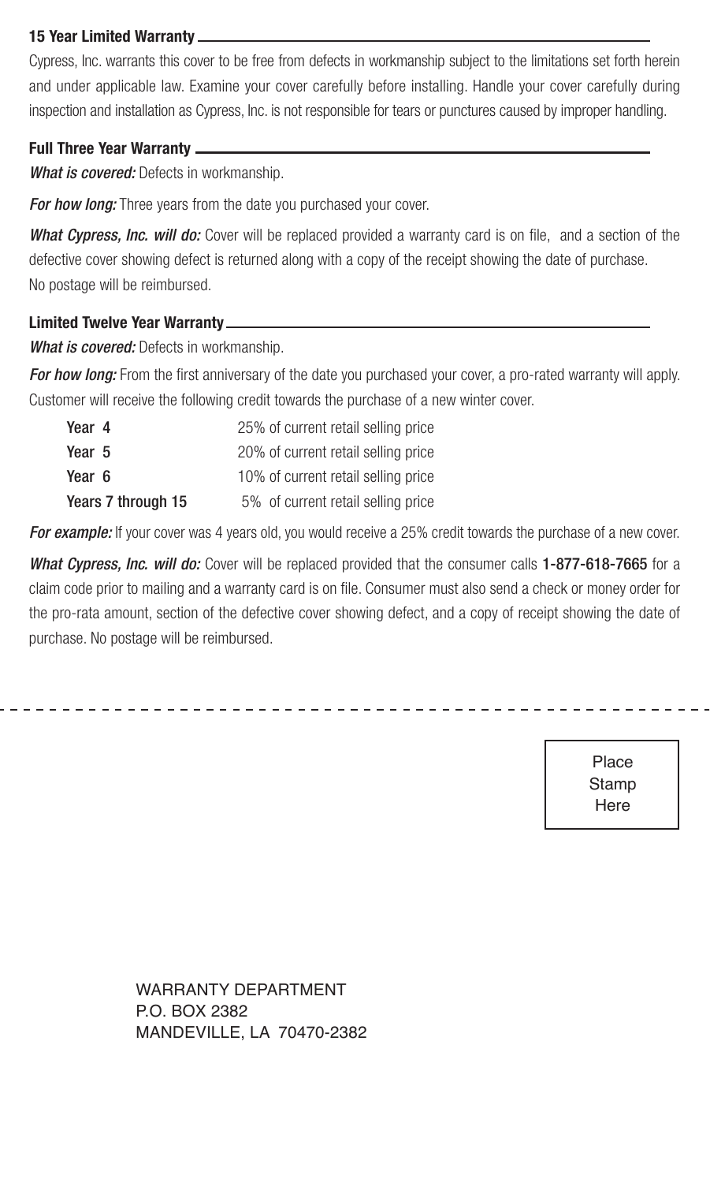### 15 Year Limited Warranty

Cypress, Inc. warrants this cover to be free from defects in workmanship subject to the limitations set forth herein and under applicable law. Examine your cover carefully before installing. Handle your cover carefully during inspection and installation as Cypress, Inc. is not responsible for tears or punctures caused by improper handling.

### Full Three Year Warranty

***What is covered:*** Defects in workmanship.

***For how long:*** Three years from the date you purchased your cover.

***What Cypress, Inc. will do:*** Cover will be replaced provided a warranty card is on file, and a section of the defective cover showing defect is returned along with a copy of the receipt showing the date of purchase. No postage will be reimbursed.

### Limited Twelve Year Warranty

***What is covered:*** Defects in workmanship.

***For how long:*** From the first anniversary of the date you purchased your cover, a pro-rated warranty will apply. Customer will receive the following credit towards the purchase of a new winter cover.

| | |
|---|---|
| **Year 4** | 25% of current retail selling price |
| **Year 5** | 20% of current retail selling price |
| **Year 6** | 10% of current retail selling price |
| **Years 7 through 15** | 5% of current retail selling price |

***For example:*** If your cover was 4 years old, you would receive a 25% credit towards the purchase of a new cover.

***What Cypress, Inc. will do:*** Cover will be replaced provided that the consumer calls **1-877-618-7665** for a claim code prior to mailing and a warranty card is on file. Consumer must also send a check or money order for the pro-rata amount, section of the defective cover showing defect, and a copy of receipt showing the date of purchase. No postage will be reimbursed.

---

Place
Stamp
Here

WARRANTY DEPARTMENT
P.O. BOX 2382
MANDEVILLE, LA 70470-2382